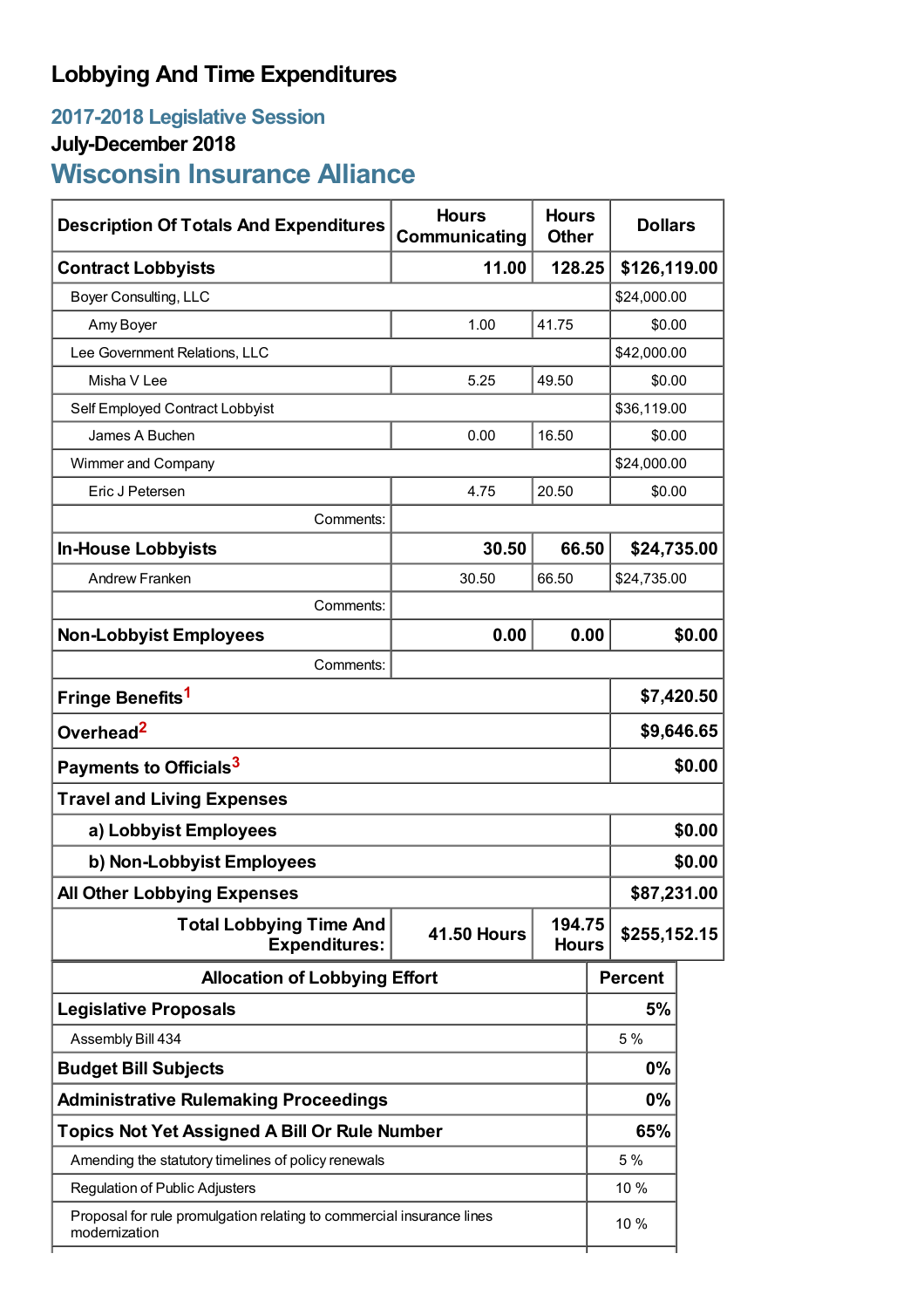# Lobbying And Time Expenditures

## 2017-2018 Legislative Session

### July-December 2018

## Wisconsin Insurance Alliance

| Description Of Totals And Expenditures | Hours Communicating | Hours Other | Dollars |
|---|---|---|---|
| **Contract Lobbyists** | **11.00** | **128.25** | **$126,119.00** |
| Boyer Consulting, LLC | | | $24,000.00 |
| Amy Boyer | 1.00 | 41.75 | $0.00 |
| Lee Government Relations, LLC | | | $42,000.00 |
| Misha V Lee | 5.25 | 49.50 | $0.00 |
| Self Employed Contract Lobbyist | | | $36,119.00 |
| James A Buchen | 0.00 | 16.50 | $0.00 |
| Wimmer and Company | | | $24,000.00 |
| Eric J Petersen | 4.75 | 20.50 | $0.00 |
| Comments: | | | |
| **In-House Lobbyists** | **30.50** | **66.50** | **$24,735.00** |
| Andrew Franken | 30.50 | 66.50 | $24,735.00 |
| Comments: | | | |
| **Non-Lobbyist Employees** | **0.00** | **0.00** | **$0.00** |
| Comments: | | | |
| **Fringe Benefits**[1] | | | **$7,420.50** |
| **Overhead**[2] | | | **$9,646.65** |
| **Payments to Officials**[3] | | | **$0.00** |
| **Travel and Living Expenses** | | | |
| **a) Lobbyist Employees** | | | **$0.00** |
| **b) Non-Lobbyist Employees** | | | **$0.00** |
| **All Other Lobbying Expenses** | | | **$87,231.00** |
| **Total Lobbying Time And Expenditures:** | **41.50 Hours** | **194.75 Hours** | **$255,152.15** |

| Allocation of Lobbying Effort | Percent |
|---|---|
| **Legislative Proposals** | **5%** |
| Assembly Bill 434 | 5 % |
| **Budget Bill Subjects** | **0%** |
| **Administrative Rulemaking Proceedings** | **0%** |
| **Topics Not Yet Assigned A Bill Or Rule Number** | **65%** |
| Amending the statutory timelines of policy renewals | 5 % |
| Regulation of Public Adjusters | 10 % |
| Proposal for rule promulgation relating to commercial insurance lines modernization | 10 % |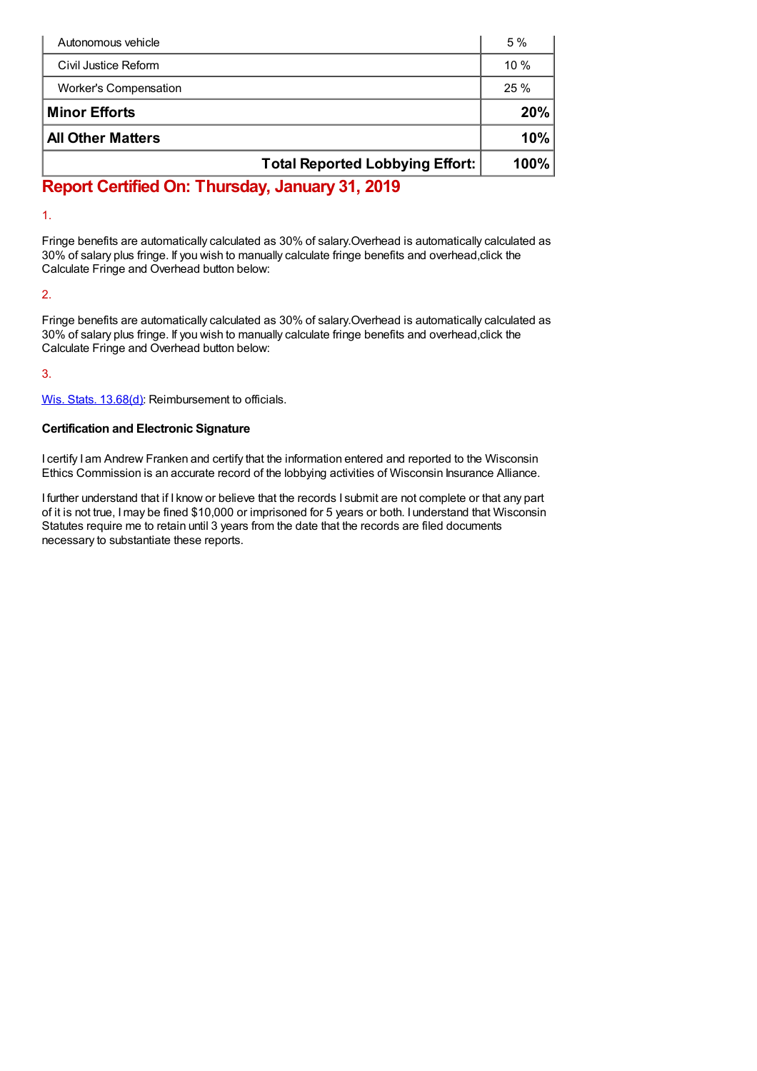| | |
|---|---|
| Autonomous vehicle | 5 % |
| Civil Justice Reform | 10 % |
| Worker's Compensation | 25 % |
| **Minor Efforts** | **20%** |
| **All Other Matters** | **10%** |
| **Total Reported Lobbying Effort:** | **100%** |

## Report Certified On: Thursday, January 31, 2019

1.

Fringe benefits are automatically calculated as 30% of salary.Overhead is automatically calculated as 30% of salary plus fringe. If you wish to manually calculate fringe benefits and overhead,click the Calculate Fringe and Overhead button below:

2.

Fringe benefits are automatically calculated as 30% of salary.Overhead is automatically calculated as 30% of salary plus fringe. If you wish to manually calculate fringe benefits and overhead,click the Calculate Fringe and Overhead button below:

3.

Wis. Stats. 13.68(d): Reimbursement to officials.

**Certification and Electronic Signature**

I certify I am Andrew Franken and certify that the information entered and reported to the Wisconsin Ethics Commission is an accurate record of the lobbying activities of Wisconsin Insurance Alliance.

I further understand that if I know or believe that the records I submit are not complete or that any part of it is not true, I may be fined $10,000 or imprisoned for 5 years or both. I understand that Wisconsin Statutes require me to retain until 3 years from the date that the records are filed documents necessary to substantiate these reports.